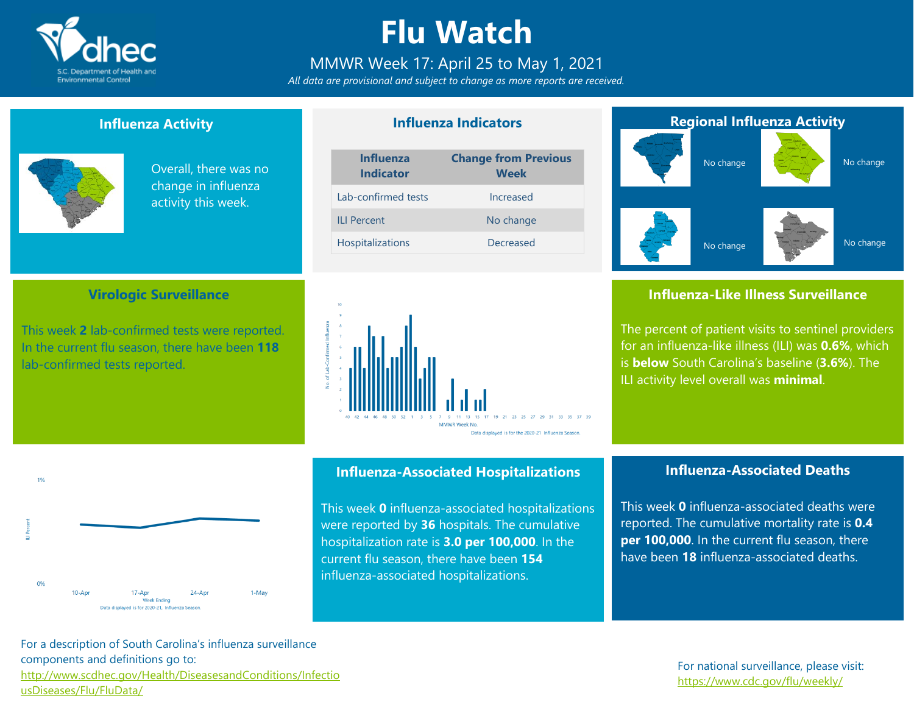# Flu Watch

MMWR Week 17: April 25 to May 1, 2021

*All data are provisional and subject to change as more reports are received.*

## Influenza Activity

Overall, there was no change in influenza activity this week.

## Influenza Indicators

| Influenza Indicator | Change from Previous Week |
|---|---|
| Lab-confirmed tests | Increased |
| ILI Percent | No change |
| Hospitalizations | Decreased |

## Regional Influenza Activity

No change

No change

No change

No change

## Virologic Surveillance

This week **2** lab-confirmed tests were reported. In the current flu season, there have been **118** lab-confirmed tests reported.

Data displayed is for the 2020-21 Influenza Season.

## Influenza-Like Illness Surveillance

The percent of patient visits to sentinel providers for an influenza-like illness (ILI) was **0.6%**, which is **below** South Carolina's baseline (**3.6%**). The ILI activity level overall was **minimal**.

Data displayed is for 2020-21, Influenza Season.

## Influenza-Associated Hospitalizations

This week **0** influenza-associated hospitalizations were reported by **36** hospitals. The cumulative hospitalization rate is **3.0 per 100,000**. In the current flu season, there have been **154** influenza-associated hospitalizations.

## Influenza-Associated Deaths

This week **0** influenza-associated deaths were reported. The cumulative mortality rate is **0.4 per 100,000**. In the current flu season, there have been **18** influenza-associated deaths.

For a description of South Carolina's influenza surveillance components and definitions go to: http://www.scdhec.gov/Health/DiseasesandConditions/InfectiousDiseases/Flu/FluData/

For national surveillance, please visit: https://www.cdc.gov/flu/weekly/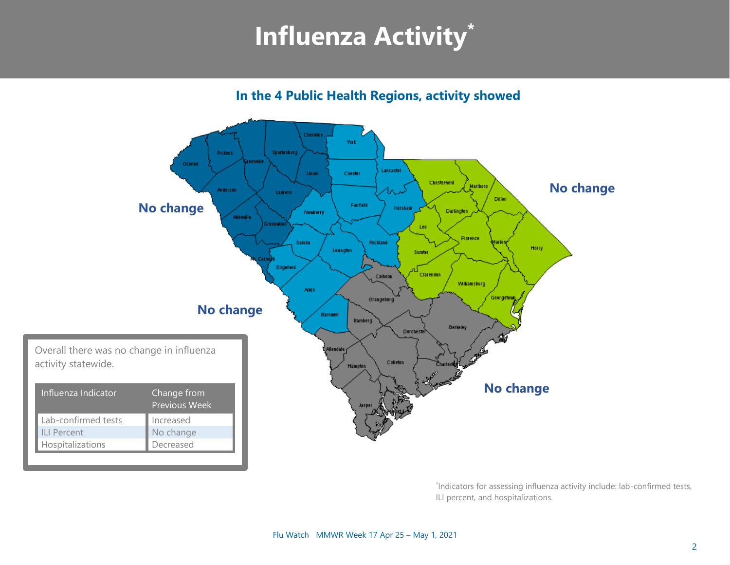# Influenza Activity*

## In the 4 Public Health Regions, activity showed

No change

No change

No change

No change

Overall there was no change in influenza activity statewide.

| Influenza Indicator | Change from Previous Week |
|---|---|
| Lab-confirmed tests | Increased |
| ILI Percent | No change |
| Hospitalizations | Decreased |

*Indicators for assessing influenza activity include: lab-confirmed tests, ILI percent, and hospitalizations.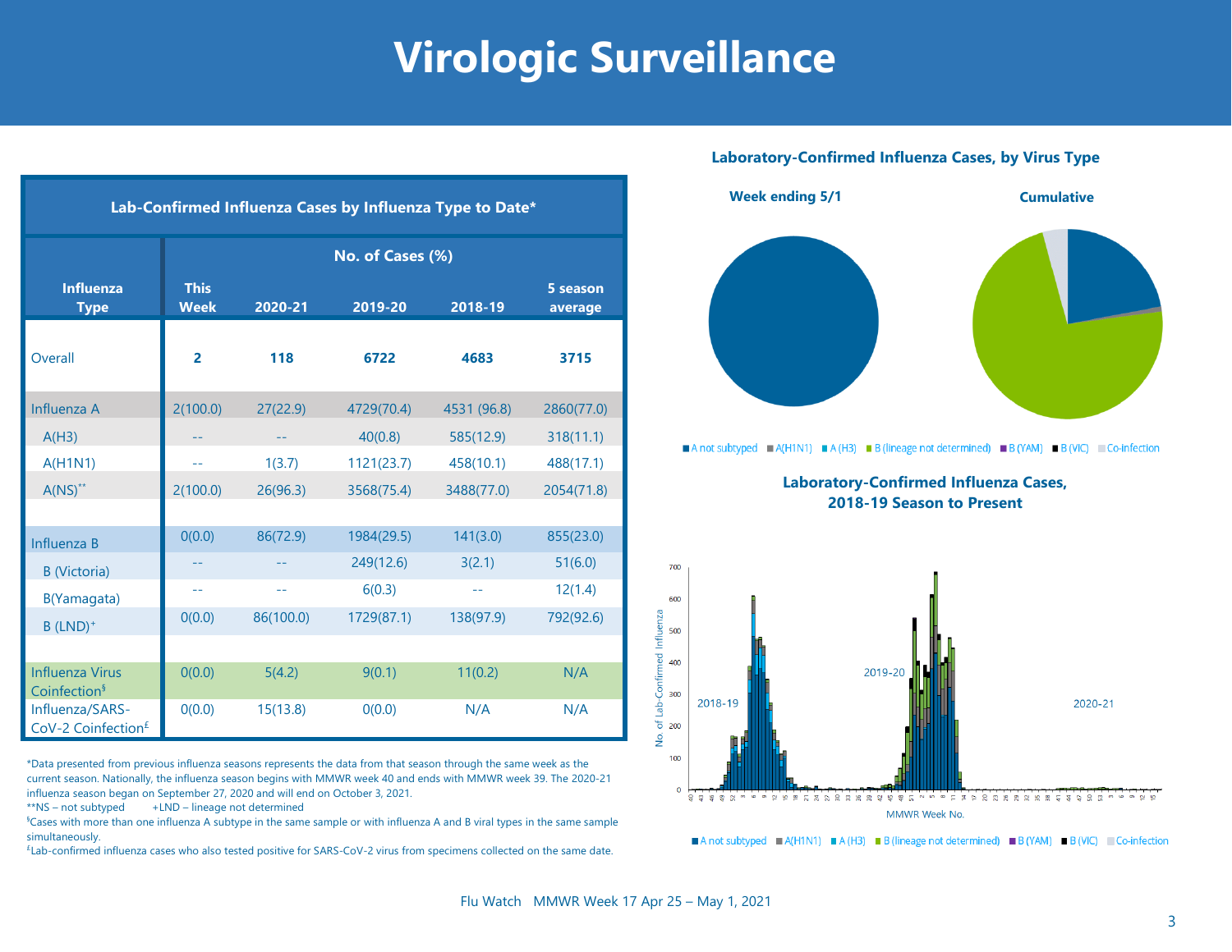# Virologic Surveillance

## Lab-Confirmed Influenza Cases by Influenza Type to Date*

| Influenza Type | No. of Cases (%) | | | | |
|---|---|---|---|---|---|
| | This Week | 2020-21 | 2019-20 | 2018-19 | 5 season average |
| Overall | **2** | **118** | **6722** | **4683** | **3715** |
| Influenza A | 2(100.0) | 27(22.9) | 4729(70.4) | 4531 (96.8) | 2860(77.0) |
| A(H3) | -- | -- | 40(0.8) | 585(12.9) | 318(11.1) |
| A(H1N1) | -- | 1(3.7) | 1121(23.7) | 458(10.1) | 488(17.1) |
| A(NS)** | 2(100.0) | 26(96.3) | 3568(75.4) | 3488(77.0) | 2054(71.8) |
| Influenza B | 0(0.0) | 86(72.9) | 1984(29.5) | 141(3.0) | 855(23.0) |
| B (Victoria) | -- | -- | 249(12.6) | 3(2.1) | 51(6.0) |
| B(Yamagata) | -- | -- | 6(0.3) | -- | 12(1.4) |
| B (LND)+ | 0(0.0) | 86(100.0) | 1729(87.1) | 138(97.9) | 792(92.6) |
| Influenza Virus Coinfection§ | 0(0.0) | 5(4.2) | 9(0.1) | 11(0.2) | N/A |
| Influenza/SARS-CoV-2 Coinfection£ | 0(0.0) | 15(13.8) | 0(0.0) | N/A | N/A |

*Data presented from previous influenza seasons represents the data from that season through the same week as the current season. Nationally, the influenza season begins with MMWR week 40 and ends with MMWR week 39. The 2020-21 influenza season began on September 27, 2020 and will end on October 3, 2021.

**NS – not subtyped    +LND – lineage not determined

§Cases with more than one influenza A subtype in the same sample or with influenza A and B viral types in the same sample simultaneously.

£Lab-confirmed influenza cases who also tested positive for SARS-CoV-2 virus from specimens collected on the same date.

## Laboratory-Confirmed Influenza Cases, by Virus Type

**Week ending 5/1**    **Cumulative**

A not subtyped | A(H1N1) | A (H3) | B (lineage not determined) | B (YAM) | B (VIC) | Co-infection

## Laboratory-Confirmed Influenza Cases, 2018-19 Season to Present

A not subtyped | A(H1N1) | A (H3) | B (lineage not determined) | B (YAM) | B (VIC) | Co-infection

Flu Watch MMWR Week 17 Apr 25 – May 1, 2021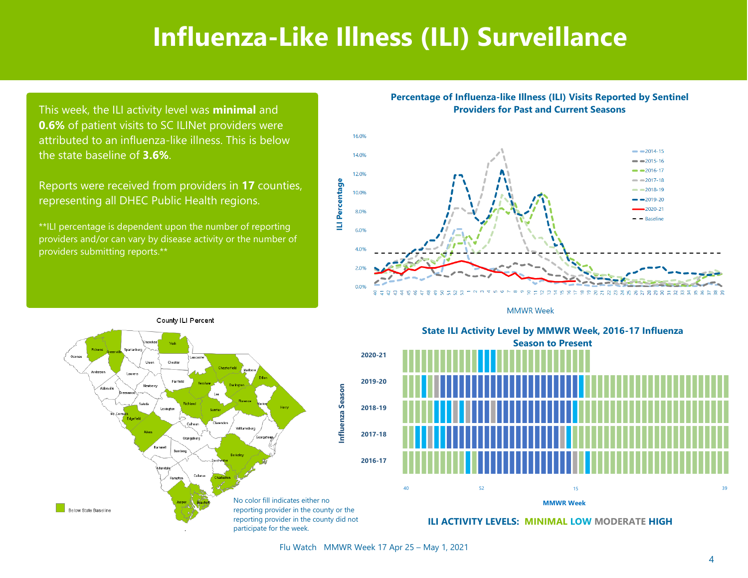# Influenza-Like Illness (ILI) Surveillance

This week, the ILI activity level was **minimal** and **0.6%** of patient visits to SC ILINet providers were attributed to an influenza-like illness. This is below the state baseline of **3.6%**.

Reports were received from providers in **17** counties, representing all DHEC Public Health regions.

**ILI percentage is dependent upon the number of reporting providers and/or can vary by disease activity or the number of providers submitting reports.**

**Percentage of Influenza-like Illness (ILI) Visits Reported by Sentinel Providers for Past and Current Seasons**

**County ILI Percent**

Below State Baseline

No color fill indicates either no reporting provider in the county or the reporting provider in the county did not participate for the week.

**State ILI Activity Level by MMWR Week, 2016-17 Influenza Season to Present**

**ILI ACTIVITY LEVELS: MINIMAL LOW MODERATE HIGH**

Flu Watch MMWR Week 17 Apr 25 – May 1, 2021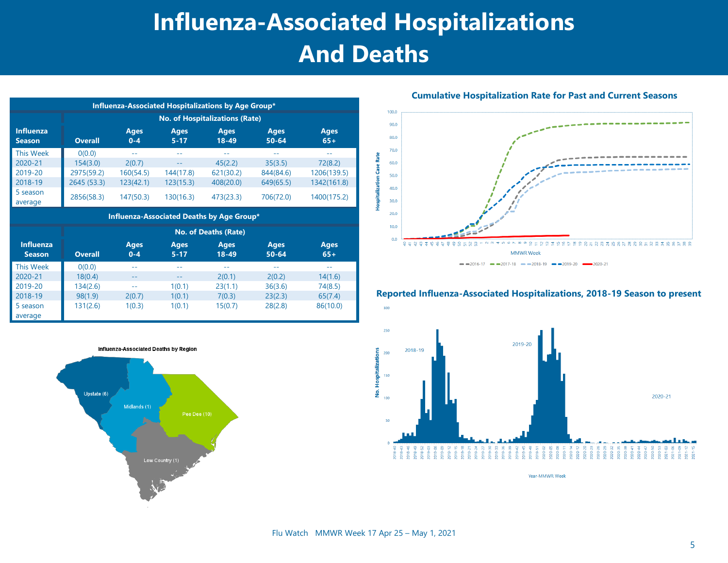# Influenza-Associated Hospitalizations And Deaths

| Influenza-Associated Hospitalizations by Age Group* | | | | | | |
|---|---|---|---|---|---|---|
| | No. of Hospitalizations (Rate) | | | | | |
| Influenza Season | Overall | Ages 0-4 | Ages 5-17 | Ages 18-49 | Ages 50-64 | Ages 65+ |
| This Week | 0(0.0) | -- | -- | -- | -- | -- |
| 2020-21 | 154(3.0) | 2(0.7) | -- | 45(2.2) | 35(3.5) | 72(8.2) |
| 2019-20 | 2975(59.2) | 160(54.5) | 144(17.8) | 621(30.2) | 844(84.6) | 1206(139.5) |
| 2018-19 | 2645 (53.3) | 123(42.1) | 123(15.3) | 408(20.0) | 649(65.5) | 1342(161.8) |
| 5 season average | 2856(58.3) | 147(50.3) | 130(16.3) | 473(23.3) | 706(72.0) | 1400(175.2) |

| Influenza-Associated Deaths by Age Group* | | | | | | |
|---|---|---|---|---|---|---|
| | No. of Deaths (Rate) | | | | | |
| Influenza Season | Overall | Ages 0-4 | Ages 5-17 | Ages 18-49 | Ages 50-64 | Ages 65+ |
| This Week | 0(0.0) | -- | -- | -- | -- | -- |
| 2020-21 | 18(0.4) | -- | -- | 2(0.1) | 2(0.2) | 14(1.6) |
| 2019-20 | 134(2.6) | -- | 1(0.1) | 23(1.1) | 36(3.6) | 74(8.5) |
| 2018-19 | 98(1.9) | 2(0.7) | 1(0.1) | 7(0.3) | 23(2.3) | 65(7.4) |
| 5 season average | 131(2.6) | 1(0.3) | 1(0.1) | 15(0.7) | 28(2.8) | 86(10.0) |

**Influenza-Associated Deaths by Region**

Upstate (6)
Midlands (1)
Pee Dee (10)
Low Country (1)

**Cumulative Hospitalization Rate for Past and Current Seasons**

Hospitalization Case Rate

100.0
90.0
80.0
70.0
60.0
50.0
40.0
30.0
20.0
10.0
0.0

MMWR Week

2016-17 2017-18 2018-19 2019-20 2020-21

**Reported Influenza-Associated Hospitalizations, 2018-19 Season to present**

No. Hospitalizations

300
250
200
150
100
50
0

2018-19
2019-20
2020-21

Year-MMWR Week

Flu Watch MMWR Week 17 Apr 25 – May 1, 2021